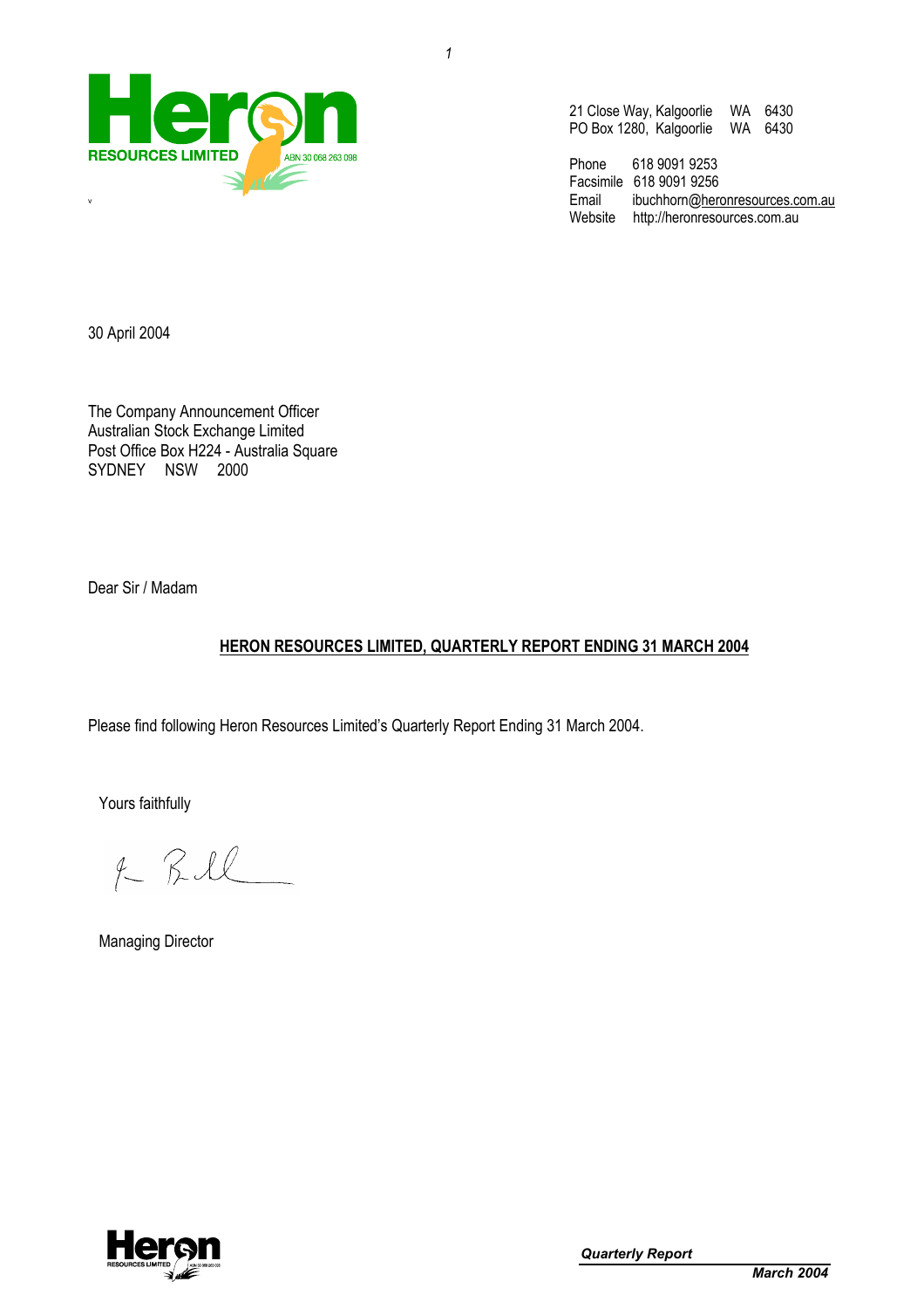**Heron RESOURCES LIMITED** ABN 30 068 263 098

21 Close Way, Kalgoorlie WA 6430
PO Box 1280, Kalgoorlie WA 6430

Phone 618 9091 9253
Facsimile 618 9091 9256
Email ibuchhorn@heronresources.com.au
Website http://heronresources.com.au

30 April 2004

The Company Announcement Officer
Australian Stock Exchange Limited
Post Office Box H224 - Australia Square
SYDNEY NSW 2000

Dear Sir / Madam

**HERON RESOURCES LIMITED, QUARTERLY REPORT ENDING 31 MARCH 2004**

Please find following Heron Resources Limited's Quarterly Report Ending 31 March 2004.

Yours faithfully

Managing Director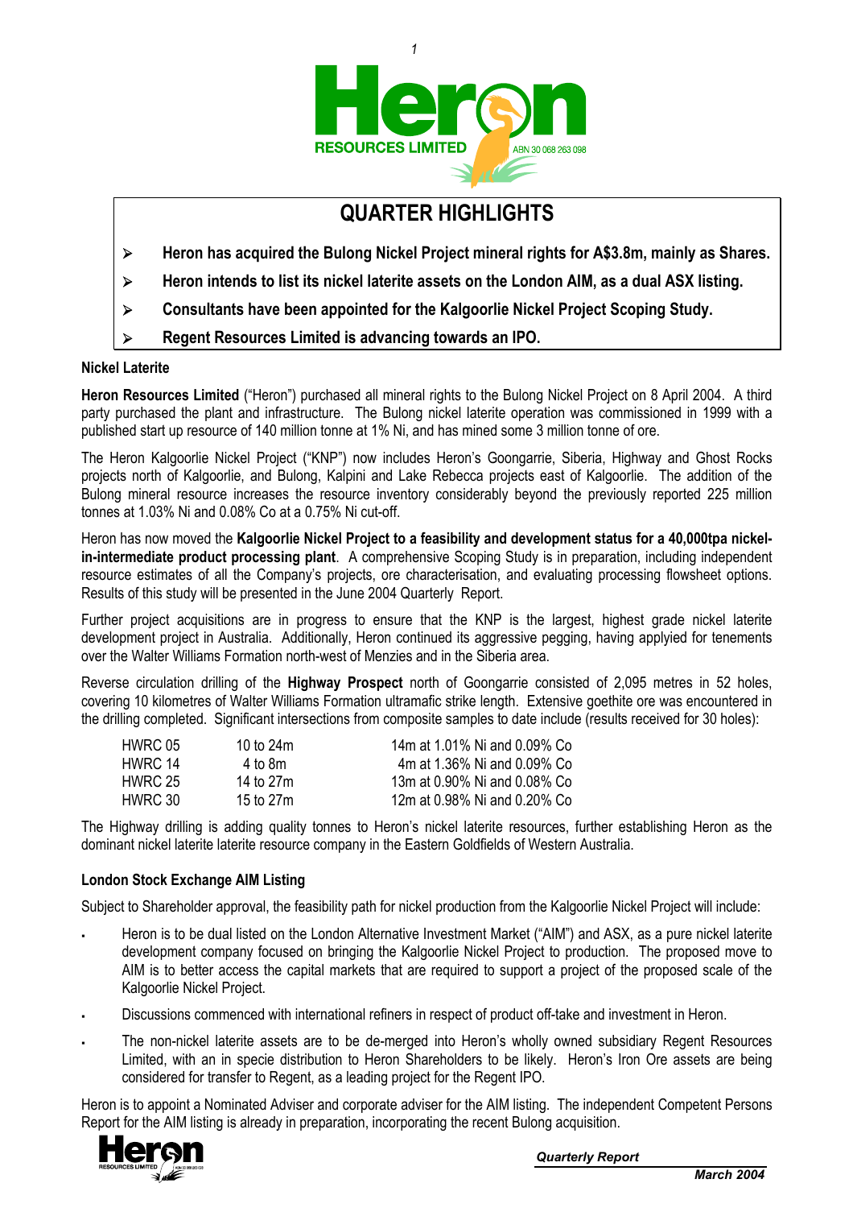## QUARTER HIGHLIGHTS

- **Heron has acquired the Bulong Nickel Project mineral rights for A$3.8m, mainly as Shares.**
- **Heron intends to list its nickel laterite assets on the London AIM, as a dual ASX listing.**
- **Consultants have been appointed for the Kalgoorlie Nickel Project Scoping Study.**
- **Regent Resources Limited is advancing towards an IPO.**

### Nickel Laterite

**Heron Resources Limited** ("Heron") purchased all mineral rights to the Bulong Nickel Project on 8 April 2004. A third party purchased the plant and infrastructure. The Bulong nickel laterite operation was commissioned in 1999 with a published start up resource of 140 million tonne at 1% Ni, and has mined some 3 million tonne of ore.

The Heron Kalgoorlie Nickel Project ("KNP") now includes Heron's Goongarrie, Siberia, Highway and Ghost Rocks projects north of Kalgoorlie, and Bulong, Kalpini and Lake Rebecca projects east of Kalgoorlie. The addition of the Bulong mineral resource increases the resource inventory considerably beyond the previously reported 225 million tonnes at 1.03% Ni and 0.08% Co at a 0.75% Ni cut-off.

Heron has now moved the **Kalgoorlie Nickel Project to a feasibility and development status for a 40,000tpa nickel-in-intermediate product processing plant**. A comprehensive Scoping Study is in preparation, including independent resource estimates of all the Company's projects, ore characterisation, and evaluating processing flowsheet options. Results of this study will be presented in the June 2004 Quarterly Report.

Further project acquisitions are in progress to ensure that the KNP is the largest, highest grade nickel laterite development project in Australia. Additionally, Heron continued its aggressive pegging, having applyied for tenements over the Walter Williams Formation north-west of Menzies and in the Siberia area.

Reverse circulation drilling of the **Highway Prospect** north of Goongarrie consisted of 2,095 metres in 52 holes, covering 10 kilometres of Walter Williams Formation ultramafic strike length. Extensive goethite ore was encountered in the drilling completed. Significant intersections from composite samples to date include (results received for 30 holes):

| | | |
|---|---|---|
| HWRC 05 | 10 to 24m | 14m at 1.01% Ni and 0.09% Co |
| HWRC 14 | 4 to 8m | 4m at 1.36% Ni and 0.09% Co |
| HWRC 25 | 14 to 27m | 13m at 0.90% Ni and 0.08% Co |
| HWRC 30 | 15 to 27m | 12m at 0.98% Ni and 0.20% Co |

The Highway drilling is adding quality tonnes to Heron's nickel laterite resources, further establishing Heron as the dominant nickel laterite laterite resource company in the Eastern Goldfields of Western Australia.

### London Stock Exchange AIM Listing

Subject to Shareholder approval, the feasibility path for nickel production from the Kalgoorlie Nickel Project will include:

- Heron is to be dual listed on the London Alternative Investment Market ("AIM") and ASX, as a pure nickel laterite development company focused on bringing the Kalgoorlie Nickel Project to production. The proposed move to AIM is to better access the capital markets that are required to support a project of the proposed scale of the Kalgoorlie Nickel Project.
- Discussions commenced with international refiners in respect of product off-take and investment in Heron.
- The non-nickel laterite assets are to be de-merged into Heron's wholly owned subsidiary Regent Resources Limited, with an in specie distribution to Heron Shareholders to be likely. Heron's Iron Ore assets are being considered for transfer to Regent, as a leading project for the Regent IPO.

Heron is to appoint a Nominated Adviser and corporate adviser for the AIM listing. The independent Competent Persons Report for the AIM listing is already in preparation, incorporating the recent Bulong acquisition.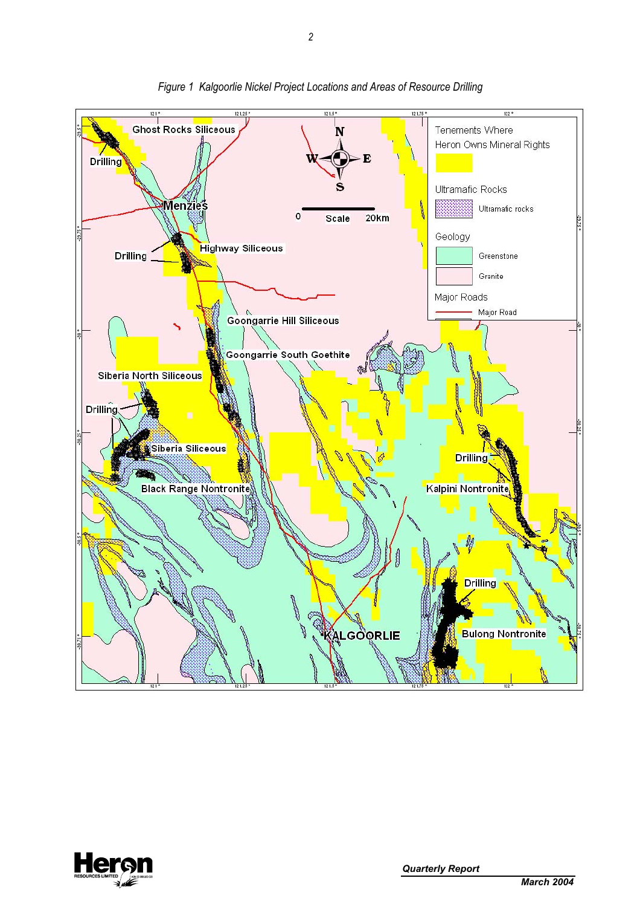*Figure 1 Kalgoorlie Nickel Project Locations and Areas of Resource Drilling*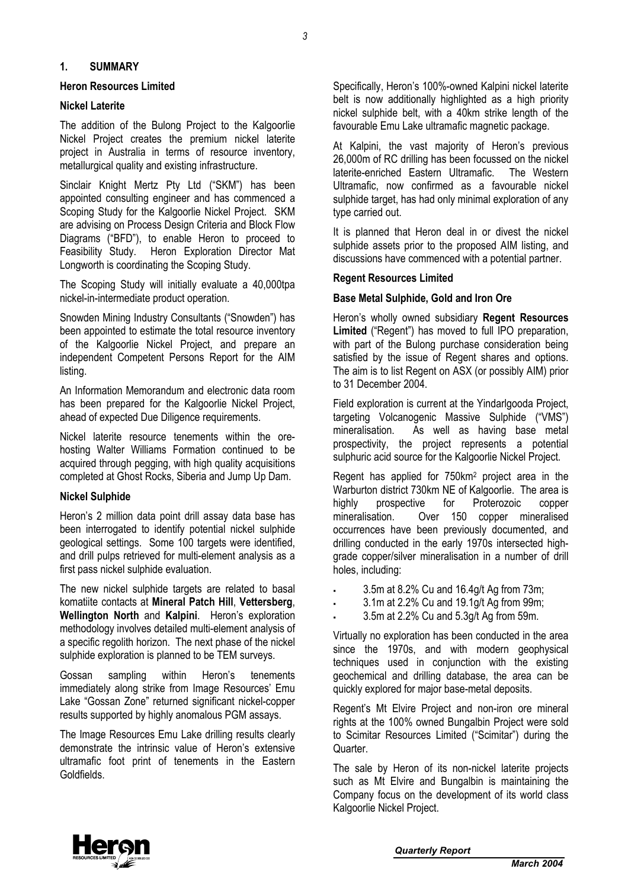## 1. SUMMARY

### Heron Resources Limited

#### Nickel Laterite

The addition of the Bulong Project to the Kalgoorlie Nickel Project creates the premium nickel laterite project in Australia in terms of resource inventory, metallurgical quality and existing infrastructure.

Sinclair Knight Mertz Pty Ltd ("SKM") has been appointed consulting engineer and has commenced a Scoping Study for the Kalgoorlie Nickel Project. SKM are advising on Process Design Criteria and Block Flow Diagrams ("BFD"), to enable Heron to proceed to Feasibility Study. Heron Exploration Director Mat Longworth is coordinating the Scoping Study.

The Scoping Study will initially evaluate a 40,000tpa nickel-in-intermediate product operation.

Snowden Mining Industry Consultants ("Snowden") has been appointed to estimate the total resource inventory of the Kalgoorlie Nickel Project, and prepare an independent Competent Persons Report for the AIM listing.

An Information Memorandum and electronic data room has been prepared for the Kalgoorlie Nickel Project, ahead of expected Due Diligence requirements.

Nickel laterite resource tenements within the ore-hosting Walter Williams Formation continued to be acquired through pegging, with high quality acquisitions completed at Ghost Rocks, Siberia and Jump Up Dam.

#### Nickel Sulphide

Heron's 2 million data point drill assay data base has been interrogated to identify potential nickel sulphide geological settings. Some 100 targets were identified, and drill pulps retrieved for multi-element analysis as a first pass nickel sulphide evaluation.

The new nickel sulphide targets are related to basal komatiite contacts at **Mineral Patch Hill**, **Vettersberg**, **Wellington North** and **Kalpini**. Heron's exploration methodology involves detailed multi-element analysis of a specific regolith horizon. The next phase of the nickel sulphide exploration is planned to be TEM surveys.

Gossan sampling within Heron's tenements immediately along strike from Image Resources' Emu Lake "Gossan Zone" returned significant nickel-copper results supported by highly anomalous PGM assays.

The Image Resources Emu Lake drilling results clearly demonstrate the intrinsic value of Heron's extensive ultramafic foot print of tenements in the Eastern Goldfields.

Specifically, Heron's 100%-owned Kalpini nickel laterite belt is now additionally highlighted as a high priority nickel sulphide belt, with a 40km strike length of the favourable Emu Lake ultramafic magnetic package.

At Kalpini, the vast majority of Heron's previous 26,000m of RC drilling has been focussed on the nickel laterite-enriched Eastern Ultramafic. The Western Ultramafic, now confirmed as a favourable nickel sulphide target, has had only minimal exploration of any type carried out.

It is planned that Heron deal in or divest the nickel sulphide assets prior to the proposed AIM listing, and discussions have commenced with a potential partner.

### Regent Resources Limited

#### Base Metal Sulphide, Gold and Iron Ore

Heron's wholly owned subsidiary **Regent Resources Limited** ("Regent") has moved to full IPO preparation, with part of the Bulong purchase consideration being satisfied by the issue of Regent shares and options. The aim is to list Regent on ASX (or possibly AIM) prior to 31 December 2004.

Field exploration is current at the Yindarlgooda Project, targeting Volcanogenic Massive Sulphide ("VMS") mineralisation. As well as having base metal prospectivity, the project represents a potential sulphuric acid source for the Kalgoorlie Nickel Project.

Regent has applied for 750km$^2$ project area in the Warburton district 730km NE of Kalgoorlie. The area is highly prospective for Proterozoic copper mineralisation. Over 150 copper mineralised occurrences have been previously documented, and drilling conducted in the early 1970s intersected high-grade copper/silver mineralisation in a number of drill holes, including:

- 3.5m at 8.2% Cu and 16.4g/t Ag from 73m;
- 3.1m at 2.2% Cu and 19.1g/t Ag from 99m;
- 3.5m at 2.2% Cu and 5.3g/t Ag from 59m.

Virtually no exploration has been conducted in the area since the 1970s, and with modern geophysical techniques used in conjunction with the existing geochemical and drilling database, the area can be quickly explored for major base-metal deposits.

Regent's Mt Elvire Project and non-iron ore mineral rights at the 100% owned Bungalbin Project were sold to Scimitar Resources Limited ("Scimitar") during the Quarter.

The sale by Heron of its non-nickel laterite projects such as Mt Elvire and Bungalbin is maintaining the Company focus on the development of its world class Kalgoorlie Nickel Project.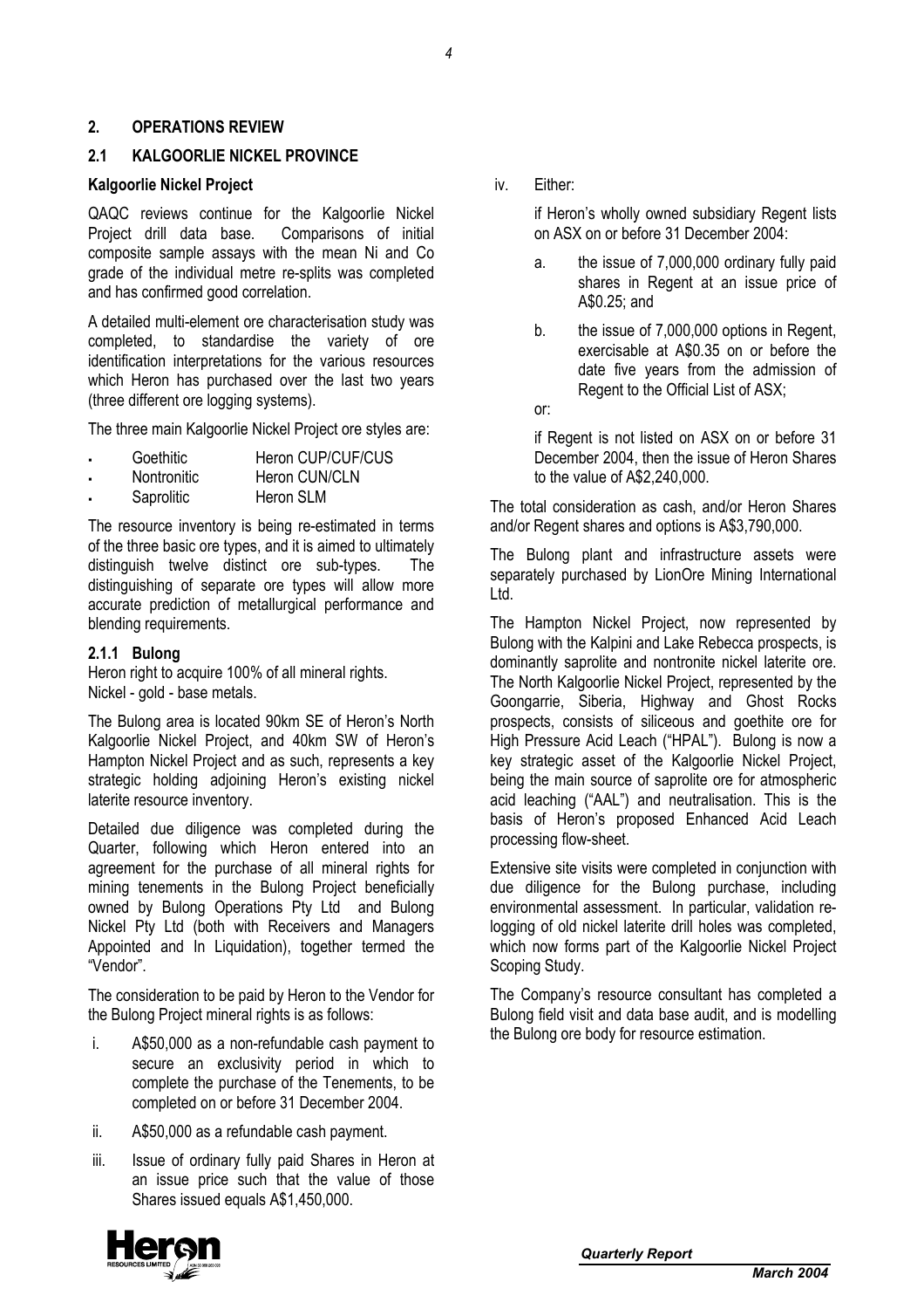## 2. OPERATIONS REVIEW

### 2.1 KALGOORLIE NICKEL PROVINCE

**Kalgoorlie Nickel Project**

QAQC reviews continue for the Kalgoorlie Nickel Project drill data base. Comparisons of initial composite sample assays with the mean Ni and Co grade of the individual metre re-splits was completed and has confirmed good correlation.

A detailed multi-element ore characterisation study was completed, to standardise the variety of ore identification interpretations for the various resources which Heron has purchased over the last two years (three different ore logging systems).

The three main Kalgoorlie Nickel Project ore styles are:

- Goethitic — Heron CUP/CUF/CUS
- Nontronitic — Heron CUN/CLN
- Saprolitic — Heron SLM

The resource inventory is being re-estimated in terms of the three basic ore types, and it is aimed to ultimately distinguish twelve distinct ore sub-types. The distinguishing of separate ore types will allow more accurate prediction of metallurgical performance and blending requirements.

#### 2.1.1 Bulong

Heron right to acquire 100% of all mineral rights.
Nickel - gold - base metals.

The Bulong area is located 90km SE of Heron's North Kalgoorlie Nickel Project, and 40km SW of Heron's Hampton Nickel Project and as such, represents a key strategic holding adjoining Heron's existing nickel laterite resource inventory.

Detailed due diligence was completed during the Quarter, following which Heron entered into an agreement for the purchase of all mineral rights for mining tenements in the Bulong Project beneficially owned by Bulong Operations Pty Ltd and Bulong Nickel Pty Ltd (both with Receivers and Managers Appointed and In Liquidation), together termed the "Vendor".

The consideration to be paid by Heron to the Vendor for the Bulong Project mineral rights is as follows:

i. A$50,000 as a non-refundable cash payment to secure an exclusivity period in which to complete the purchase of the Tenements, to be completed on or before 31 December 2004.

ii. A$50,000 as a refundable cash payment.

iii. Issue of ordinary fully paid Shares in Heron at an issue price such that the value of those Shares issued equals A$1,450,000.

iv. Either:

   if Heron's wholly owned subsidiary Regent lists on ASX on or before 31 December 2004:

   a. the issue of 7,000,000 ordinary fully paid shares in Regent at an issue price of A$0.25; and

   b. the issue of 7,000,000 options in Regent, exercisable at A$0.35 on or before the date five years from the admission of Regent to the Official List of ASX;

   or:

   if Regent is not listed on ASX on or before 31 December 2004, then the issue of Heron Shares to the value of A$2,240,000.

The total consideration as cash, and/or Heron Shares and/or Regent shares and options is A$3,790,000.

The Bulong plant and infrastructure assets were separately purchased by LionOre Mining International Ltd.

The Hampton Nickel Project, now represented by Bulong with the Kalpini and Lake Rebecca prospects, is dominantly saprolite and nontronite nickel laterite ore. The North Kalgoorlie Nickel Project, represented by the Goongarrie, Siberia, Highway and Ghost Rocks prospects, consists of siliceous and goethite ore for High Pressure Acid Leach ("HPAL"). Bulong is now a key strategic asset of the Kalgoorlie Nickel Project, being the main source of saprolite ore for atmospheric acid leaching ("AAL") and neutralisation. This is the basis of Heron's proposed Enhanced Acid Leach processing flow-sheet.

Extensive site visits were completed in conjunction with due diligence for the Bulong purchase, including environmental assessment. In particular, validation re-logging of old nickel laterite drill holes was completed, which now forms part of the Kalgoorlie Nickel Project Scoping Study.

The Company's resource consultant has completed a Bulong field visit and data base audit, and is modelling the Bulong ore body for resource estimation.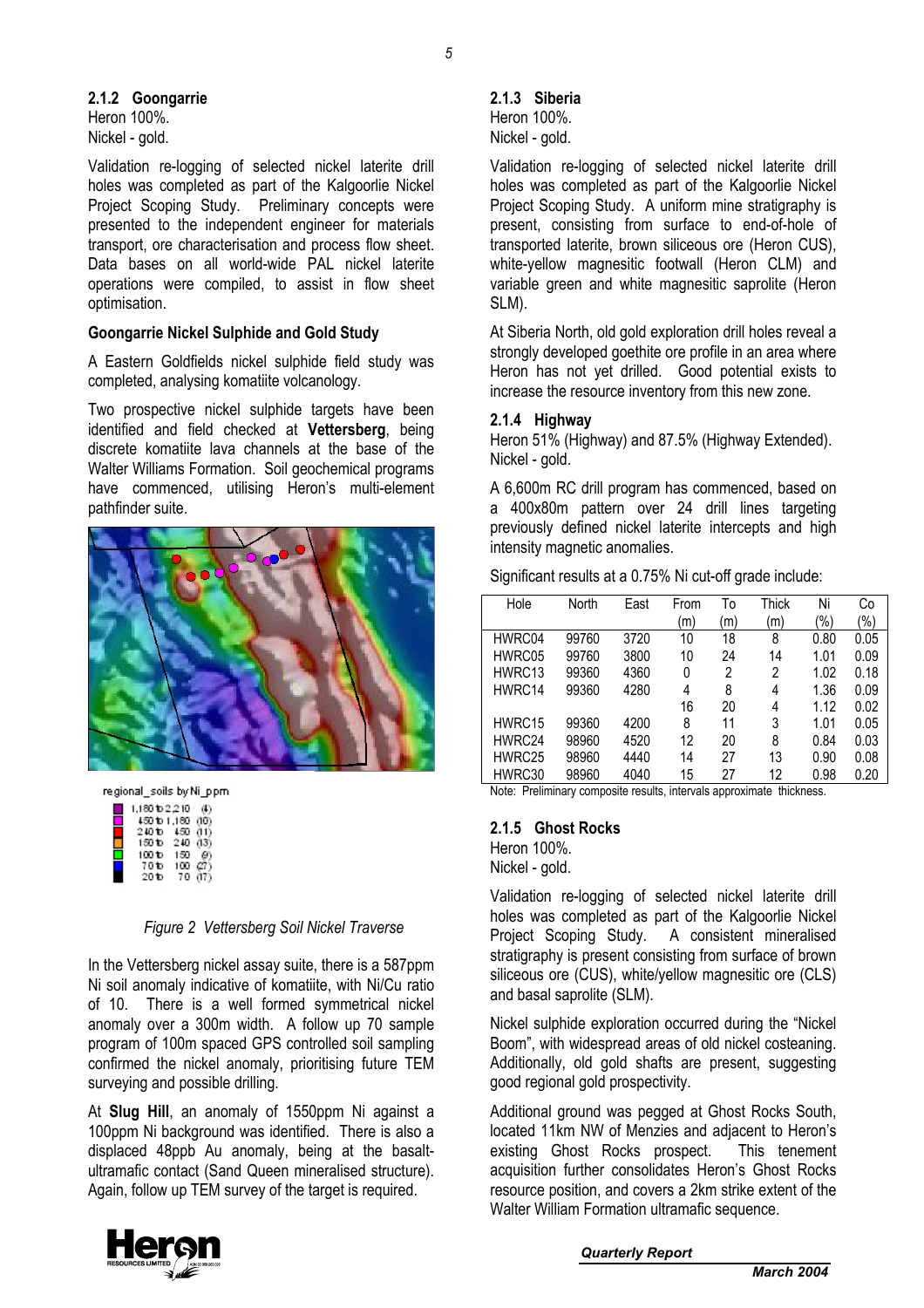### 2.1.2 Goongarrie

Heron 100%.
Nickel - gold.

Validation re-logging of selected nickel laterite drill holes was completed as part of the Kalgoorlie Nickel Project Scoping Study. Preliminary concepts were presented to the independent engineer for materials transport, ore characterisation and process flow sheet. Data bases on all world-wide PAL nickel laterite operations were compiled, to assist in flow sheet optimisation.

**Goongarrie Nickel Sulphide and Gold Study**

A Eastern Goldfields nickel sulphide field study was completed, analysing komatiite volcanology.

Two prospective nickel sulphide targets have been identified and field checked at **Vettersberg**, being discrete komatiite lava channels at the base of the Walter Williams Formation. Soil geochemical programs have commenced, utilising Heron's multi-element pathfinder suite.

*Figure 2 Vettersberg Soil Nickel Traverse*

In the Vettersberg nickel assay suite, there is a 587ppm Ni soil anomaly indicative of komatiite, with Ni/Cu ratio of 10. There is a well formed symmetrical nickel anomaly over a 300m width. A follow up 70 sample program of 100m spaced GPS controlled soil sampling confirmed the nickel anomaly, prioritising future TEM surveying and possible drilling.

At **Slug Hill**, an anomaly of 1550ppm Ni against a 100ppm Ni background was identified. There is also a displaced 48ppb Au anomaly, being at the basalt-ultramafic contact (Sand Queen mineralised structure). Again, follow up TEM survey of the target is required.

### 2.1.3 Siberia

Heron 100%.
Nickel - gold.

Validation re-logging of selected nickel laterite drill holes was completed as part of the Kalgoorlie Nickel Project Scoping Study. A uniform mine stratigraphy is present, consisting from surface to end-of-hole of transported laterite, brown siliceous ore (Heron CUS), white-yellow magnesitic footwall (Heron CLM) and variable green and white magnesitic saprolite (Heron SLM).

At Siberia North, old gold exploration drill holes reveal a strongly developed goethite ore profile in an area where Heron has not yet drilled. Good potential exists to increase the resource inventory from this new zone.

### 2.1.4 Highway

Heron 51% (Highway) and 87.5% (Highway Extended).
Nickel - gold.

A 6,600m RC drill program has commenced, based on a 400x80m pattern over 24 drill lines targeting previously defined nickel laterite intercepts and high intensity magnetic anomalies.

Significant results at a 0.75% Ni cut-off grade include:

| Hole | North | East | From (m) | To (m) | Thick (m) | Ni (%) | Co (%) |
|---|---|---|---|---|---|---|---|
| HWRC04 | 99760 | 3720 | 10 | 18 | 8 | 0.80 | 0.05 |
| HWRC05 | 99760 | 3800 | 10 | 24 | 14 | 1.01 | 0.09 |
| HWRC13 | 99360 | 4360 | 0 | 2 | 2 | 1.02 | 0.18 |
| HWRC14 | 99360 | 4280 | 4 | 8 | 4 | 1.36 | 0.09 |
| | | | 16 | 20 | 4 | 1.12 | 0.02 |
| HWRC15 | 99360 | 4200 | 8 | 11 | 3 | 1.01 | 0.05 |
| HWRC24 | 98960 | 4520 | 12 | 20 | 8 | 0.84 | 0.03 |
| HWRC25 | 98960 | 4440 | 14 | 27 | 13 | 0.90 | 0.08 |
| HWRC30 | 98960 | 4040 | 15 | 27 | 12 | 0.98 | 0.20 |

Note: Preliminary composite results, intervals approximate thickness.

### 2.1.5 Ghost Rocks

Heron 100%.
Nickel - gold.

Validation re-logging of selected nickel laterite drill holes was completed as part of the Kalgoorlie Nickel Project Scoping Study. A consistent mineralised stratigraphy is present consisting from surface of brown siliceous ore (CUS), white/yellow magnesitic ore (CLS) and basal saprolite (SLM).

Nickel sulphide exploration occurred during the "Nickel Boom", with widespread areas of old nickel costeaning. Additionally, old gold shafts are present, suggesting good regional gold prospectivity.

Additional ground was pegged at Ghost Rocks South, located 11km NW of Menzies and adjacent to Heron's existing Ghost Rocks prospect. This tenement acquisition further consolidates Heron's Ghost Rocks resource position, and covers a 2km strike extent of the Walter William Formation ultramafic sequence.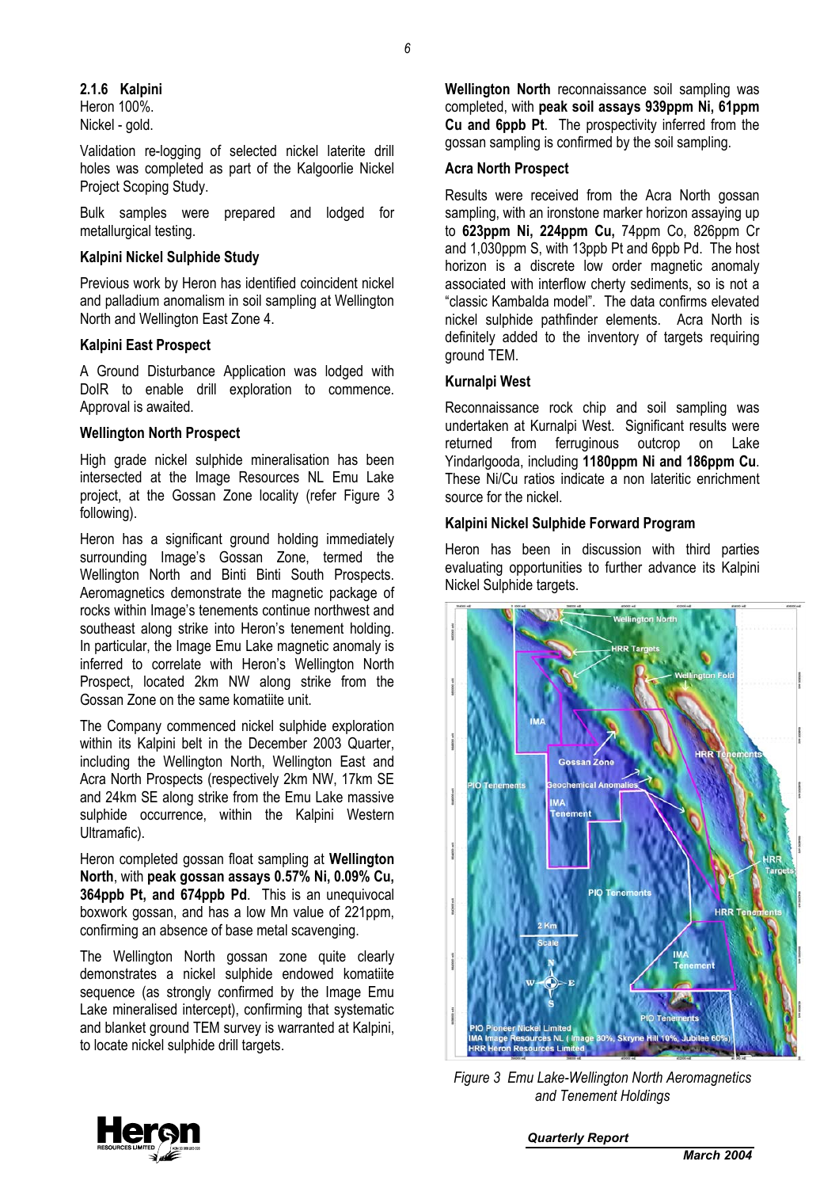### 2.1.6 Kalpini

Heron 100%.
Nickel - gold.

Validation re-logging of selected nickel laterite drill holes was completed as part of the Kalgoorlie Nickel Project Scoping Study.

Bulk samples were prepared and lodged for metallurgical testing.

**Kalpini Nickel Sulphide Study**

Previous work by Heron has identified coincident nickel and palladium anomalism in soil sampling at Wellington North and Wellington East Zone 4.

**Kalpini East Prospect**

A Ground Disturbance Application was lodged with DoIR to enable drill exploration to commence. Approval is awaited.

**Wellington North Prospect**

High grade nickel sulphide mineralisation has been intersected at the Image Resources NL Emu Lake project, at the Gossan Zone locality (refer Figure 3 following).

Heron has a significant ground holding immediately surrounding Image's Gossan Zone, termed the Wellington North and Binti Binti South Prospects. Aeromagnetics demonstrate the magnetic package of rocks within Image's tenements continue northwest and southeast along strike into Heron's tenement holding. In particular, the Image Emu Lake magnetic anomaly is inferred to correlate with Heron's Wellington North Prospect, located 2km NW along strike from the Gossan Zone on the same komatiite unit.

The Company commenced nickel sulphide exploration within its Kalpini belt in the December 2003 Quarter, including the Wellington North, Wellington East and Acra North Prospects (respectively 2km NW, 17km SE and 24km SE along strike from the Emu Lake massive sulphide occurrence, within the Kalpini Western Ultramafic).

Heron completed gossan float sampling at **Wellington North**, with **peak gossan assays 0.57% Ni, 0.09% Cu, 364ppb Pt, and 674ppb Pd**. This is an unequivocal boxwork gossan, and has a low Mn value of 221ppm, confirming an absence of base metal scavenging.

The Wellington North gossan zone quite clearly demonstrates a nickel sulphide endowed komatiite sequence (as strongly confirmed by the Image Emu Lake mineralised intercept), confirming that systematic and blanket ground TEM survey is warranted at Kalpini, to locate nickel sulphide drill targets.

**Wellington North** reconnaissance soil sampling was completed, with **peak soil assays 939ppm Ni, 61ppm Cu and 6ppb Pt**. The prospectivity inferred from the gossan sampling is confirmed by the soil sampling.

**Acra North Prospect**

Results were received from the Acra North gossan sampling, with an ironstone marker horizon assaying up to **623ppm Ni, 224ppm Cu,** 74ppm Co, 826ppm Cr and 1,030ppm S, with 13ppb Pt and 6ppb Pd. The host horizon is a discrete low order magnetic anomaly associated with interflow cherty sediments, so is not a "classic Kambalda model". The data confirms elevated nickel sulphide pathfinder elements. Acra North is definitely added to the inventory of targets requiring ground TEM.

**Kurnalpi West**

Reconnaissance rock chip and soil sampling was undertaken at Kurnalpi West. Significant results were returned from ferruginous outcrop on Lake Yindarlgooda, including **1180ppm Ni and 186ppm Cu**. These Ni/Cu ratios indicate a non lateritic enrichment source for the nickel.

**Kalpini Nickel Sulphide Forward Program**

Heron has been in discussion with third parties evaluating opportunities to further advance its Kalpini Nickel Sulphide targets.

*Figure 3 Emu Lake-Wellington North Aeromagnetics and Tenement Holdings*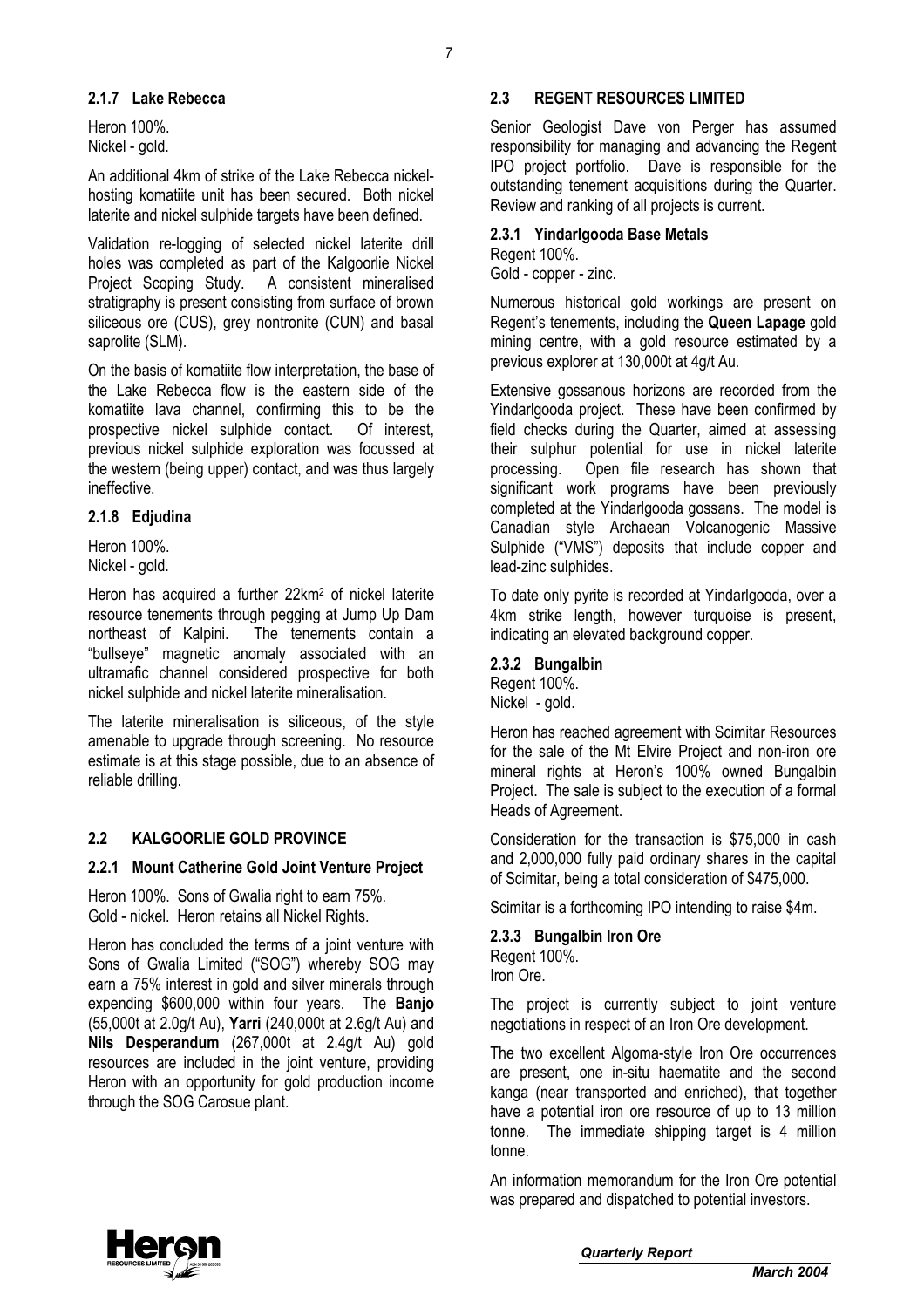#### 2.1.7 Lake Rebecca

Heron 100%.
Nickel - gold.

An additional 4km of strike of the Lake Rebecca nickel-hosting komatiite unit has been secured. Both nickel laterite and nickel sulphide targets have been defined.

Validation re-logging of selected nickel laterite drill holes was completed as part of the Kalgoorlie Nickel Project Scoping Study. A consistent mineralised stratigraphy is present consisting from surface of brown siliceous ore (CUS), grey nontronite (CUN) and basal saprolite (SLM).

On the basis of komatiite flow interpretation, the base of the Lake Rebecca flow is the eastern side of the komatiite lava channel, confirming this to be the prospective nickel sulphide contact. Of interest, previous nickel sulphide exploration was focussed at the western (being upper) contact, and was thus largely ineffective.

#### 2.1.8 Edjudina

Heron 100%.
Nickel - gold.

Heron has acquired a further 22km$^2$ of nickel laterite resource tenements through pegging at Jump Up Dam northeast of Kalpini. The tenements contain a "bullseye" magnetic anomaly associated with an ultramafic channel considered prospective for both nickel sulphide and nickel laterite mineralisation.

The laterite mineralisation is siliceous, of the style amenable to upgrade through screening. No resource estimate is at this stage possible, due to an absence of reliable drilling.

### 2.2 KALGOORLIE GOLD PROVINCE

#### 2.2.1 Mount Catherine Gold Joint Venture Project

Heron 100%. Sons of Gwalia right to earn 75%.
Gold - nickel. Heron retains all Nickel Rights.

Heron has concluded the terms of a joint venture with Sons of Gwalia Limited ("SOG") whereby SOG may earn a 75% interest in gold and silver minerals through expending $600,000 within four years. The **Banjo** (55,000t at 2.0g/t Au), **Yarri** (240,000t at 2.6g/t Au) and **Nils Desperandum** (267,000t at 2.4g/t Au) gold resources are included in the joint venture, providing Heron with an opportunity for gold production income through the SOG Carosue plant.

### 2.3 REGENT RESOURCES LIMITED

Senior Geologist Dave von Perger has assumed responsibility for managing and advancing the Regent IPO project portfolio. Dave is responsible for the outstanding tenement acquisitions during the Quarter. Review and ranking of all projects is current.

#### 2.3.1 Yindarlgooda Base Metals

Regent 100%.
Gold - copper - zinc.

Numerous historical gold workings are present on Regent's tenements, including the **Queen Lapage** gold mining centre, with a gold resource estimated by a previous explorer at 130,000t at 4g/t Au.

Extensive gossanous horizons are recorded from the Yindarlgooda project. These have been confirmed by field checks during the Quarter, aimed at assessing their sulphur potential for use in nickel laterite processing. Open file research has shown that significant work programs have been previously completed at the Yindarlgooda gossans. The model is Canadian style Archaean Volcanogenic Massive Sulphide ("VMS") deposits that include copper and lead-zinc sulphides.

To date only pyrite is recorded at Yindarlgooda, over a 4km strike length, however turquoise is present, indicating an elevated background copper.

#### 2.3.2 Bungalbin

Regent 100%.
Nickel - gold.

Heron has reached agreement with Scimitar Resources for the sale of the Mt Elvire Project and non-iron ore mineral rights at Heron's 100% owned Bungalbin Project. The sale is subject to the execution of a formal Heads of Agreement.

Consideration for the transaction is $75,000 in cash and 2,000,000 fully paid ordinary shares in the capital of Scimitar, being a total consideration of $475,000.

Scimitar is a forthcoming IPO intending to raise $4m.

#### 2.3.3 Bungalbin Iron Ore

Regent 100%.
Iron Ore.

The project is currently subject to joint venture negotiations in respect of an Iron Ore development.

The two excellent Algoma-style Iron Ore occurrences are present, one in-situ haematite and the second kanga (near transported and enriched), that together have a potential iron ore resource of up to 13 million tonne. The immediate shipping target is 4 million tonne.

An information memorandum for the Iron Ore potential was prepared and dispatched to potential investors.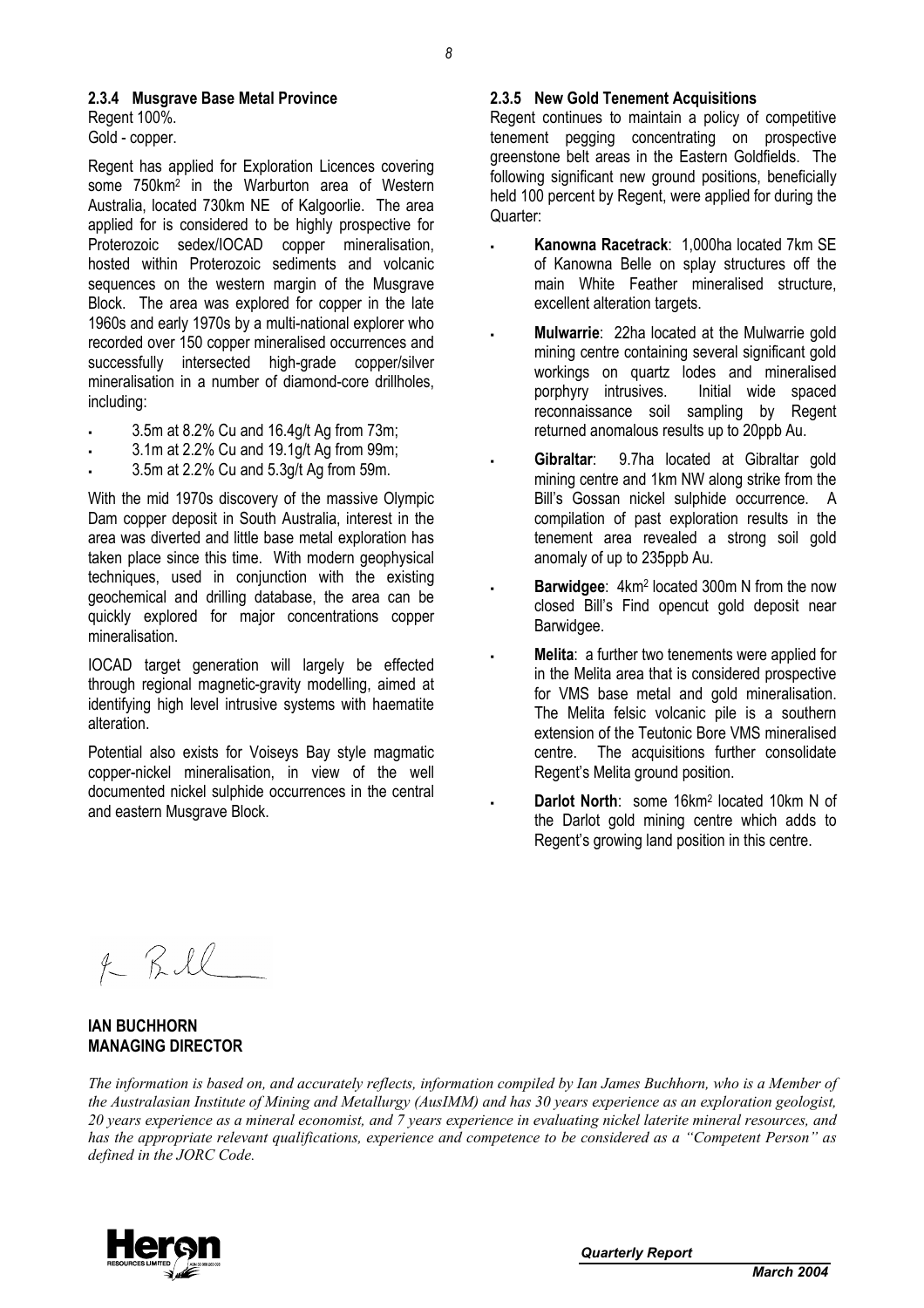### 2.3.4 Musgrave Base Metal Province

Regent 100%.
Gold - copper.

Regent has applied for Exploration Licences covering some 750km$^2$ in the Warburton area of Western Australia, located 730km NE of Kalgoorlie. The area applied for is considered to be highly prospective for Proterozoic sedex/IOCAD copper mineralisation, hosted within Proterozoic sediments and volcanic sequences on the western margin of the Musgrave Block. The area was explored for copper in the late 1960s and early 1970s by a multi-national explorer who recorded over 150 copper mineralised occurrences and successfully intersected high-grade copper/silver mineralisation in a number of diamond-core drillholes, including:

- 3.5m at 8.2% Cu and 16.4g/t Ag from 73m;
- 3.1m at 2.2% Cu and 19.1g/t Ag from 99m;
- 3.5m at 2.2% Cu and 5.3g/t Ag from 59m.

With the mid 1970s discovery of the massive Olympic Dam copper deposit in South Australia, interest in the area was diverted and little base metal exploration has taken place since this time. With modern geophysical techniques, used in conjunction with the existing geochemical and drilling database, the area can be quickly explored for major concentrations copper mineralisation.

IOCAD target generation will largely be effected through regional magnetic-gravity modelling, aimed at identifying high level intrusive systems with haematite alteration.

Potential also exists for Voiseys Bay style magmatic copper-nickel mineralisation, in view of the well documented nickel sulphide occurrences in the central and eastern Musgrave Block.

### 2.3.5 New Gold Tenement Acquisitions

Regent continues to maintain a policy of competitive tenement pegging concentrating on prospective greenstone belt areas in the Eastern Goldfields. The following significant new ground positions, beneficially held 100 percent by Regent, were applied for during the Quarter:

- **Kanowna Racetrack**: 1,000ha located 7km SE of Kanowna Belle on splay structures off the main White Feather mineralised structure, excellent alteration targets.
- **Mulwarrie**: 22ha located at the Mulwarrie gold mining centre containing several significant gold workings on quartz lodes and mineralised porphyry intrusives. Initial wide spaced reconnaissance soil sampling by Regent returned anomalous results up to 20ppb Au.
- **Gibraltar**: 9.7ha located at Gibraltar gold mining centre and 1km NW along strike from the Bill's Gossan nickel sulphide occurrence. A compilation of past exploration results in the tenement area revealed a strong soil gold anomaly of up to 235ppb Au.
- **Barwidgee**: 4km$^2$ located 300m N from the now closed Bill's Find opencut gold deposit near Barwidgee.
- **Melita**: a further two tenements were applied for in the Melita area that is considered prospective for VMS base metal and gold mineralisation. The Melita felsic volcanic pile is a southern extension of the Teutonic Bore VMS mineralised centre. The acquisitions further consolidate Regent's Melita ground position.
- **Darlot North**: some 16km$^2$ located 10km N of the Darlot gold mining centre which adds to Regent's growing land position in this centre.

**IAN BUCHHORN**
**MANAGING DIRECTOR**

*The information is based on, and accurately reflects, information compiled by Ian James Buchhorn, who is a Member of the Australasian Institute of Mining and Metallurgy (AusIMM) and has 30 years experience as an exploration geologist, 20 years experience as a mineral economist, and 7 years experience in evaluating nickel laterite mineral resources, and has the appropriate relevant qualifications, experience and competence to be considered as a "Competent Person" as defined in the JORC Code.*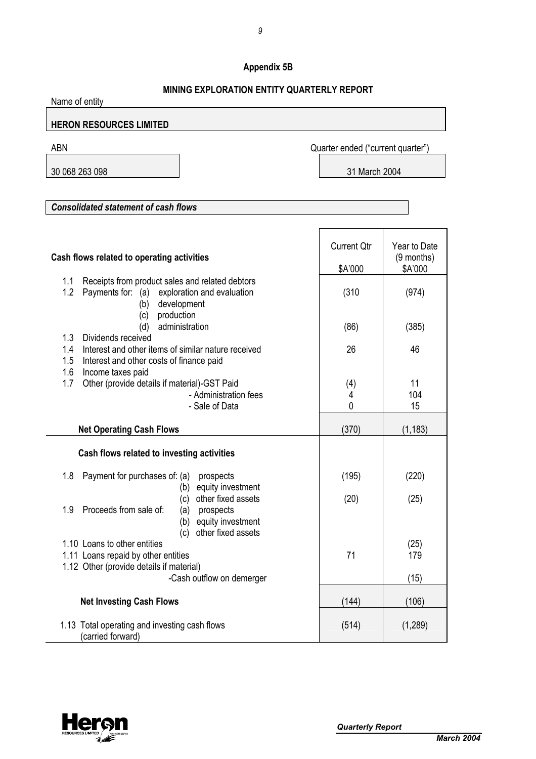**Appendix 5B**

**MINING EXPLORATION ENTITY QUARTERLY REPORT**

Name of entity

**HERON RESOURCES LIMITED**

| ABN | Quarter ended ("current quarter") |
|---|---|
| 30 068 263 098 | 31 March 2004 |

***Consolidated statement of cash flows***

| **Cash flows related to operating activities** | Current Qtr<br>$A'000 | Year to Date (9 months)<br>$A'000 |
|---|---|---|
| 1.1 Receipts from product sales and related debtors | | |
| 1.2 Payments for: (a) exploration and evaluation | (310 | (974) |
| (b) development | | |
| (c) production | | |
| (d) administration | (86) | (385) |
| 1.3 Dividends received | | |
| 1.4 Interest and other items of similar nature received | 26 | 46 |
| 1.5 Interest and other costs of finance paid | | |
| 1.6 Income taxes paid | | |
| 1.7 Other (provide details if material)-GST Paid | (4) | 11 |
| - Administration fees | 4 | 104 |
| - Sale of Data | 0 | 15 |
| **Net Operating Cash Flows** | (370) | (1,183) |
| **Cash flows related to investing activities** | | |
| 1.8 Payment for purchases of: (a) prospects | (195) | (220) |
| (b) equity investment | | |
| (c) other fixed assets | (20) | (25) |
| 1.9 Proceeds from sale of: (a) prospects | | |
| (b) equity investment | | |
| (c) other fixed assets | | |
| 1.10 Loans to other entities | | (25) |
| 1.11 Loans repaid by other entities | 71 | 179 |
| 1.12 Other (provide details if material) | | |
| -Cash outflow on demerger | | (15) |
| **Net Investing Cash Flows** | (144) | (106) |
| 1.13 Total operating and investing cash flows (carried forward) | (514) | (1,289) |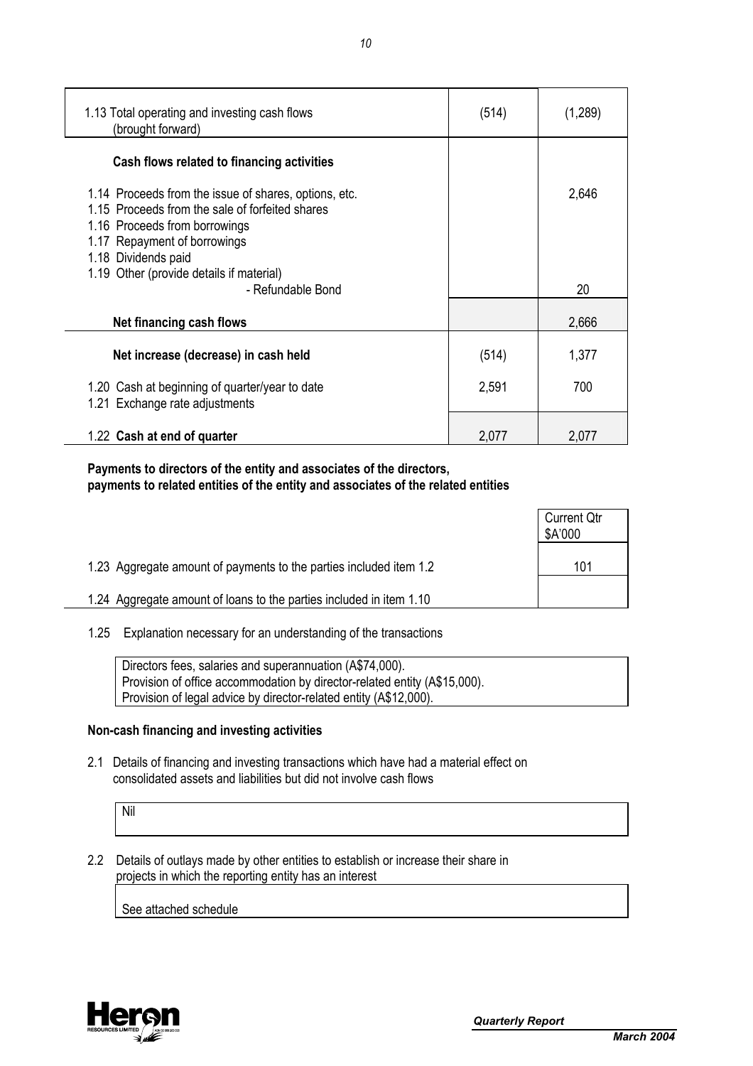| | | |
|---|---|---|
| 1.13 Total operating and investing cash flows (brought forward) | (514) | (1,289) |
| **Cash flows related to financing activities** | | |
| 1.14 Proceeds from the issue of shares, options, etc. | | 2,646 |
| 1.15 Proceeds from the sale of forfeited shares | | |
| 1.16 Proceeds from borrowings | | |
| 1.17 Repayment of borrowings | | |
| 1.18 Dividends paid | | |
| 1.19 Other (provide details if material) | | |
| - Refundable Bond | | 20 |
| **Net financing cash flows** | | 2,666 |
| **Net increase (decrease) in cash held** | (514) | 1,377 |
| 1.20 Cash at beginning of quarter/year to date | 2,591 | 700 |
| 1.21 Exchange rate adjustments | | |
| 1.22 **Cash at end of quarter** | 2,077 | 2,077 |

**Payments to directors of the entity and associates of the directors, payments to related entities of the entity and associates of the related entities**

| | Current Qtr $A'000 |
|---|---|
| 1.23 Aggregate amount of payments to the parties included item 1.2 | 101 |
| 1.24 Aggregate amount of loans to the parties included in item 1.10 | |

1.25 Explanation necessary for an understanding of the transactions

Directors fees, salaries and superannuation (A$74,000).
Provision of office accommodation by director-related entity (A$15,000).
Provision of legal advice by director-related entity (A$12,000).

**Non-cash financing and investing activities**

2.1 Details of financing and investing transactions which have had a material effect on consolidated assets and liabilities but did not involve cash flows

Nil

2.2 Details of outlays made by other entities to establish or increase their share in projects in which the reporting entity has an interest

See attached schedule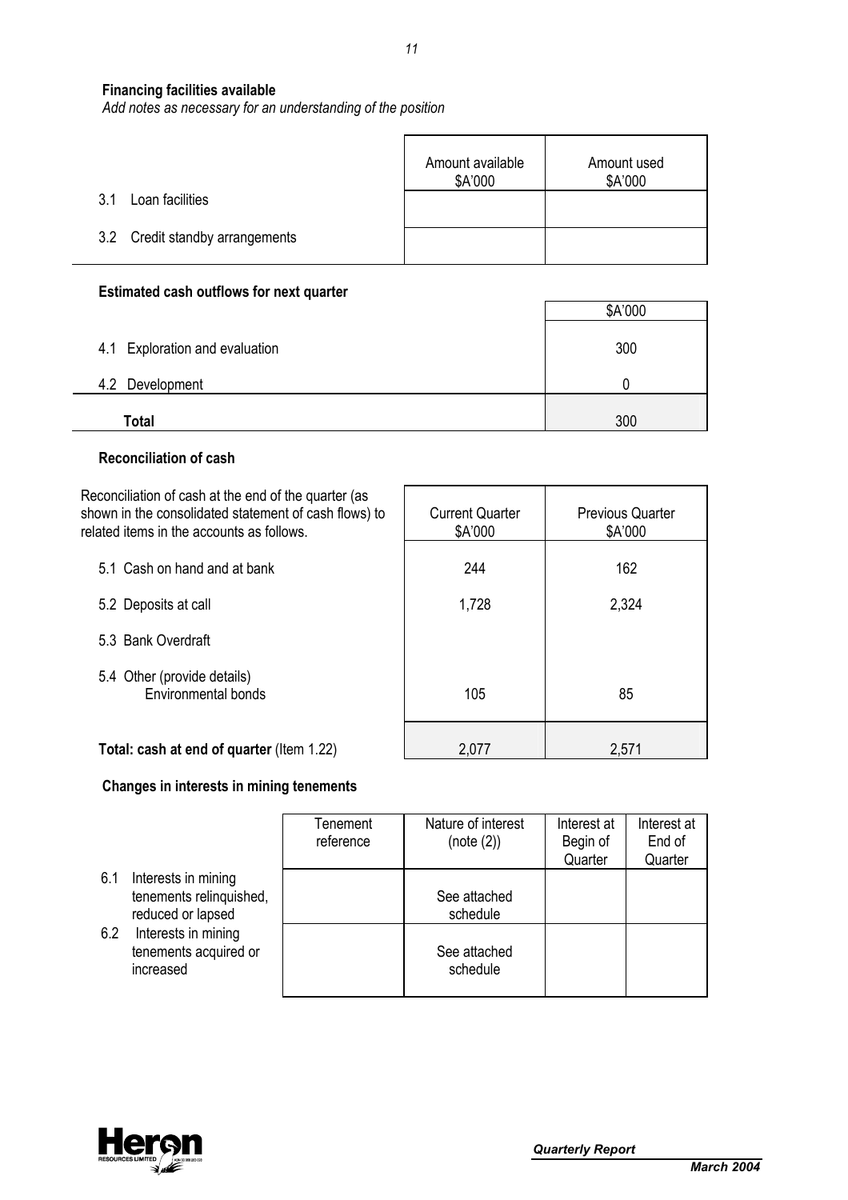**Financing facilities available**

*Add notes as necessary for an understanding of the position*

| | Amount available $A'000 | Amount used $A'000 |
|---|---|---|
| 3.1 Loan facilities | | |
| 3.2 Credit standby arrangements | | |

**Estimated cash outflows for next quarter**

| | $A'000 |
|---|---|
| 4.1 Exploration and evaluation | 300 |
| 4.2 Development | 0 |
| **Total** | 300 |

**Reconciliation of cash**

| Reconciliation of cash at the end of the quarter (as shown in the consolidated statement of cash flows) to related items in the accounts as follows. | Current Quarter $A'000 | Previous Quarter $A'000 |
|---|---|---|
| 5.1 Cash on hand and at bank | 244 | 162 |
| 5.2 Deposits at call | 1,728 | 2,324 |
| 5.3 Bank Overdraft | | |
| 5.4 Other (provide details) Environmental bonds | 105 | 85 |
| **Total: cash at end of quarter** (Item 1.22) | 2,077 | 2,571 |

**Changes in interests in mining tenements**

| | Tenement reference | Nature of interest (note (2)) | Interest at Begin of Quarter | Interest at End of Quarter |
|---|---|---|---|---|
| 6.1 Interests in mining tenements relinquished, reduced or lapsed | | See attached schedule | | |
| 6.2 Interests in mining tenements acquired or increased | | See attached schedule | | |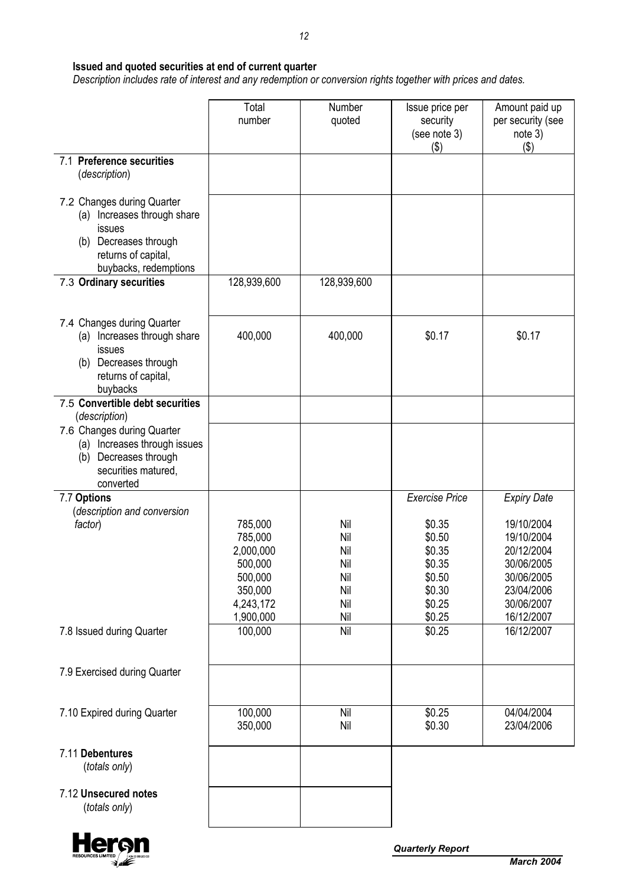**Issued and quoted securities at end of current quarter**

*Description includes rate of interest and any redemption or conversion rights together with prices and dates.*

| | Total number | Number quoted | Issue price per security (see note 3) ($) | Amount paid up per security (see note 3) ($) |
|---|---|---|---|---|
| 7.1 **Preference securities** (*description*) | | | | |
| 7.2 Changes during Quarter (a) Increases through share issues (b) Decreases through returns of capital, buybacks, redemptions | | | | |
| 7.3 **Ordinary securities** | 128,939,600 | 128,939,600 | | |
| 7.4 Changes during Quarter (a) Increases through share issues (b) Decreases through returns of capital, buybacks | 400,000 | 400,000 | \$0.17 | \$0.17 |
| 7.5 **Convertible debt securities** (*description*) | | | | |
| 7.6 Changes during Quarter (a) Increases through issues (b) Decreases through securities matured, converted | | | | |
| 7.7 **Options** (*description and conversion factor*) | | | *Exercise Price* | *Expiry Date* |
| | 785,000 | Nil | \$0.35 | 19/10/2004 |
| | 785,000 | Nil | \$0.50 | 19/10/2004 |
| | 2,000,000 | Nil | \$0.35 | 20/12/2004 |
| | 500,000 | Nil | \$0.35 | 30/06/2005 |
| | 500,000 | Nil | \$0.50 | 30/06/2005 |
| | 350,000 | Nil | \$0.30 | 23/04/2006 |
| | 4,243,172 | Nil | \$0.25 | 30/06/2007 |
| | 1,900,000 | Nil | \$0.25 | 16/12/2007 |
| 7.8 Issued during Quarter | 100,000 | Nil | \$0.25 | 16/12/2007 |
| 7.9 Exercised during Quarter | | | | |
| 7.10 Expired during Quarter | 100,000 | Nil | \$0.25 | 04/04/2004 |
| | 350,000 | Nil | \$0.30 | 23/04/2006 |
| 7.11 **Debentures** (*totals only*) | | | | |
| 7.12 **Unsecured notes** (*totals only*) | | | | |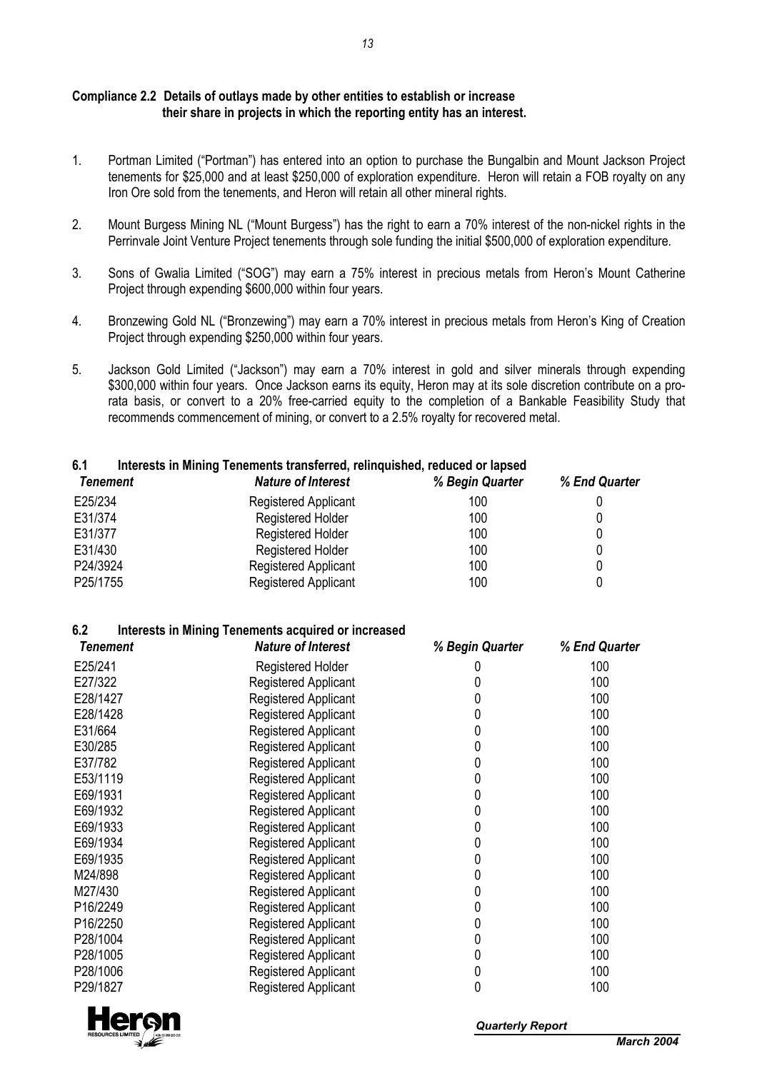**Compliance 2.2 Details of outlays made by other entities to establish or increase their share in projects in which the reporting entity has an interest.**

1. Portman Limited ("Portman") has entered into an option to purchase the Bungalbin and Mount Jackson Project tenements for $25,000 and at least $250,000 of exploration expenditure. Heron will retain a FOB royalty on any Iron Ore sold from the tenements, and Heron will retain all other mineral rights.

2. Mount Burgess Mining NL ("Mount Burgess") has the right to earn a 70% interest of the non-nickel rights in the Perrinvale Joint Venture Project tenements through sole funding the initial $500,000 of exploration expenditure.

3. Sons of Gwalia Limited ("SOG") may earn a 75% interest in precious metals from Heron's Mount Catherine Project through expending $600,000 within four years.

4. Bronzewing Gold NL ("Bronzewing") may earn a 70% interest in precious metals from Heron's King of Creation Project through expending $250,000 within four years.

5. Jackson Gold Limited ("Jackson") may earn a 70% interest in gold and silver minerals through expending $300,000 within four years. Once Jackson earns its equity, Heron may at its sole discretion contribute on a pro-rata basis, or convert to a 20% free-carried equity to the completion of a Bankable Feasibility Study that recommends commencement of mining, or convert to a 2.5% royalty for recovered metal.

## 6.1 Interests in Mining Tenements transferred, relinquished, reduced or lapsed

| *Tenement* | *Nature of Interest* | *% Begin Quarter* | *% End Quarter* |
|---|---|---|---|
| E25/234 | Registered Applicant | 100 | 0 |
| E31/374 | Registered Holder | 100 | 0 |
| E31/377 | Registered Holder | 100 | 0 |
| E31/430 | Registered Holder | 100 | 0 |
| P24/3924 | Registered Applicant | 100 | 0 |
| P25/1755 | Registered Applicant | 100 | 0 |

## 6.2 Interests in Mining Tenements acquired or increased

| *Tenement* | *Nature of Interest* | *% Begin Quarter* | *% End Quarter* |
|---|---|---|---|
| E25/241 | Registered Holder | 0 | 100 |
| E27/322 | Registered Applicant | 0 | 100 |
| E28/1427 | Registered Applicant | 0 | 100 |
| E28/1428 | Registered Applicant | 0 | 100 |
| E31/664 | Registered Applicant | 0 | 100 |
| E30/285 | Registered Applicant | 0 | 100 |
| E37/782 | Registered Applicant | 0 | 100 |
| E53/1119 | Registered Applicant | 0 | 100 |
| E69/1931 | Registered Applicant | 0 | 100 |
| E69/1932 | Registered Applicant | 0 | 100 |
| E69/1933 | Registered Applicant | 0 | 100 |
| E69/1934 | Registered Applicant | 0 | 100 |
| E69/1935 | Registered Applicant | 0 | 100 |
| M24/898 | Registered Applicant | 0 | 100 |
| M27/430 | Registered Applicant | 0 | 100 |
| P16/2249 | Registered Applicant | 0 | 100 |
| P16/2250 | Registered Applicant | 0 | 100 |
| P28/1004 | Registered Applicant | 0 | 100 |
| P28/1005 | Registered Applicant | 0 | 100 |
| P28/1006 | Registered Applicant | 0 | 100 |
| P29/1827 | Registered Applicant | 0 | 100 |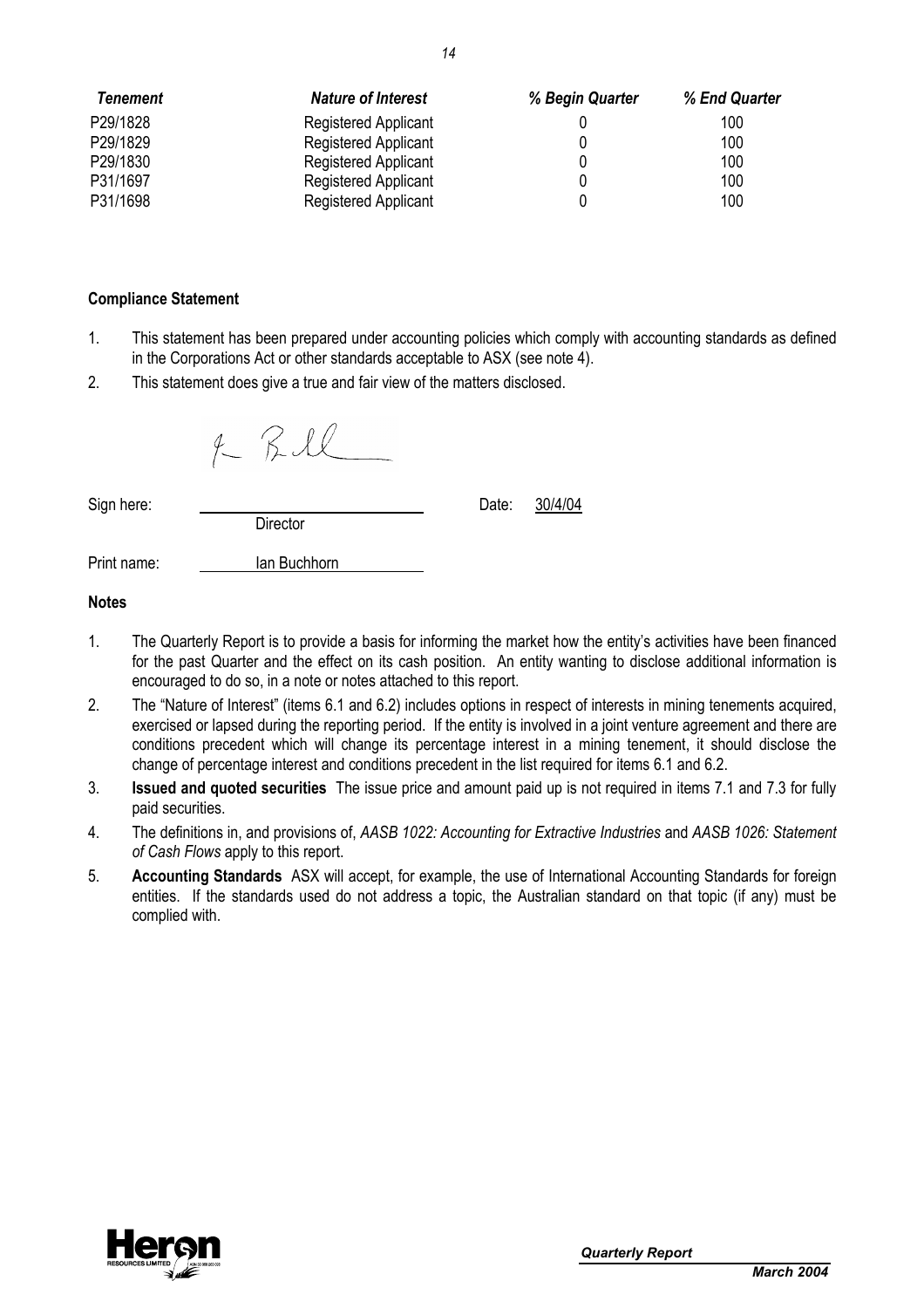| *Tenement* | *Nature of Interest* | *% Begin Quarter* | *% End Quarter* |
|---|---|---|---|
| P29/1828 | Registered Applicant | 0 | 100 |
| P29/1829 | Registered Applicant | 0 | 100 |
| P29/1830 | Registered Applicant | 0 | 100 |
| P31/1697 | Registered Applicant | 0 | 100 |
| P31/1698 | Registered Applicant | 0 | 100 |

**Compliance Statement**

1. This statement has been prepared under accounting policies which comply with accounting standards as defined in the Corporations Act or other standards acceptable to ASX (see note 4).
2. This statement does give a true and fair view of the matters disclosed.

Sign here: ____________________ Date: 30/4/04
Director

Print name: Ian Buchhorn

**Notes**

1. The Quarterly Report is to provide a basis for informing the market how the entity's activities have been financed for the past Quarter and the effect on its cash position. An entity wanting to disclose additional information is encouraged to do so, in a note or notes attached to this report.
2. The "Nature of Interest" (items 6.1 and 6.2) includes options in respect of interests in mining tenements acquired, exercised or lapsed during the reporting period. If the entity is involved in a joint venture agreement and there are conditions precedent which will change its percentage interest in a mining tenement, it should disclose the change of percentage interest and conditions precedent in the list required for items 6.1 and 6.2.
3. **Issued and quoted securities** The issue price and amount paid up is not required in items 7.1 and 7.3 for fully paid securities.
4. The definitions in, and provisions of, *AASB 1022: Accounting for Extractive Industries* and *AASB 1026: Statement of Cash Flows* apply to this report.
5. **Accounting Standards** ASX will accept, for example, the use of International Accounting Standards for foreign entities. If the standards used do not address a topic, the Australian standard on that topic (if any) must be complied with.